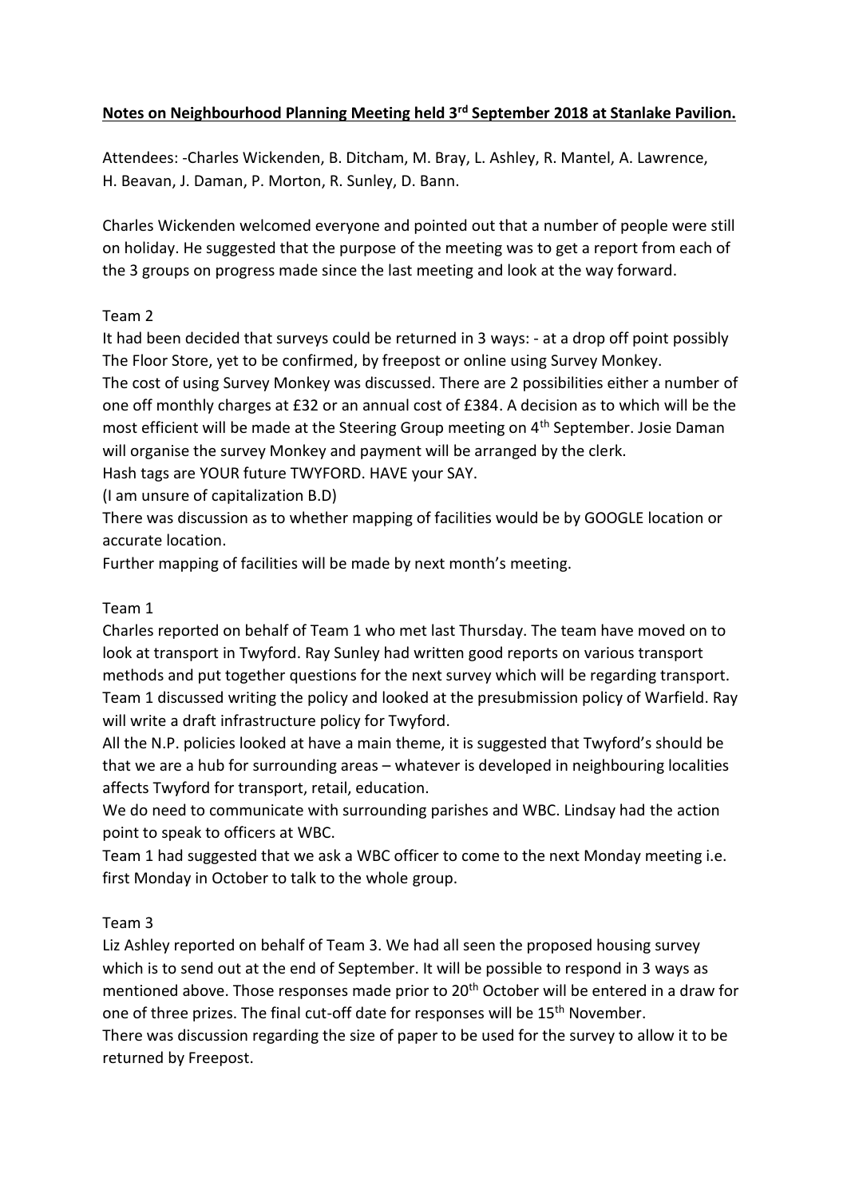**Notes on Neighbourhood Planning Meeting held 3rd September 2018 at Stanlake Pavilion.**

Attendees: -Charles Wickenden, B. Ditcham, M. Bray, L. Ashley, R. Mantel, A. Lawrence, H. Beavan, J. Daman, P. Morton, R. Sunley, D. Bann.

Charles Wickenden welcomed everyone and pointed out that a number of people were still on holiday. He suggested that the purpose of the meeting was to get a report from each of the 3 groups on progress made since the last meeting and look at the way forward.

Team 2

It had been decided that surveys could be returned in 3 ways: - at a drop off point possibly The Floor Store, yet to be confirmed, by freepost or online using Survey Monkey.

The cost of using Survey Monkey was discussed. There are 2 possibilities either a number of one off monthly charges at £32 or an annual cost of £384. A decision as to which will be the most efficient will be made at the Steering Group meeting on 4th September. Josie Daman will organise the survey Monkey and payment will be arranged by the clerk.

Hash tags are YOUR future TWYFORD. HAVE your SAY.

(I am unsure of capitalization B.D)

There was discussion as to whether mapping of facilities would be by GOOGLE location or accurate location.

Further mapping of facilities will be made by next month's meeting.

Team 1

Charles reported on behalf of Team 1 who met last Thursday. The team have moved on to look at transport in Twyford. Ray Sunley had written good reports on various transport methods and put together questions for the next survey which will be regarding transport.

Team 1 discussed writing the policy and looked at the presubmission policy of Warfield. Ray will write a draft infrastructure policy for Twyford.

All the N.P. policies looked at have a main theme, it is suggested that Twyford's should be that we are a hub for surrounding areas – whatever is developed in neighbouring localities affects Twyford for transport, retail, education.

We do need to communicate with surrounding parishes and WBC. Lindsay had the action point to speak to officers at WBC.

Team 1 had suggested that we ask a WBC officer to come to the next Monday meeting i.e. first Monday in October to talk to the whole group.

Team 3

Liz Ashley reported on behalf of Team 3. We had all seen the proposed housing survey which is to send out at the end of September. It will be possible to respond in 3 ways as mentioned above. Those responses made prior to 20th October will be entered in a draw for one of three prizes. The final cut-off date for responses will be 15th November.

There was discussion regarding the size of paper to be used for the survey to allow it to be returned by Freepost.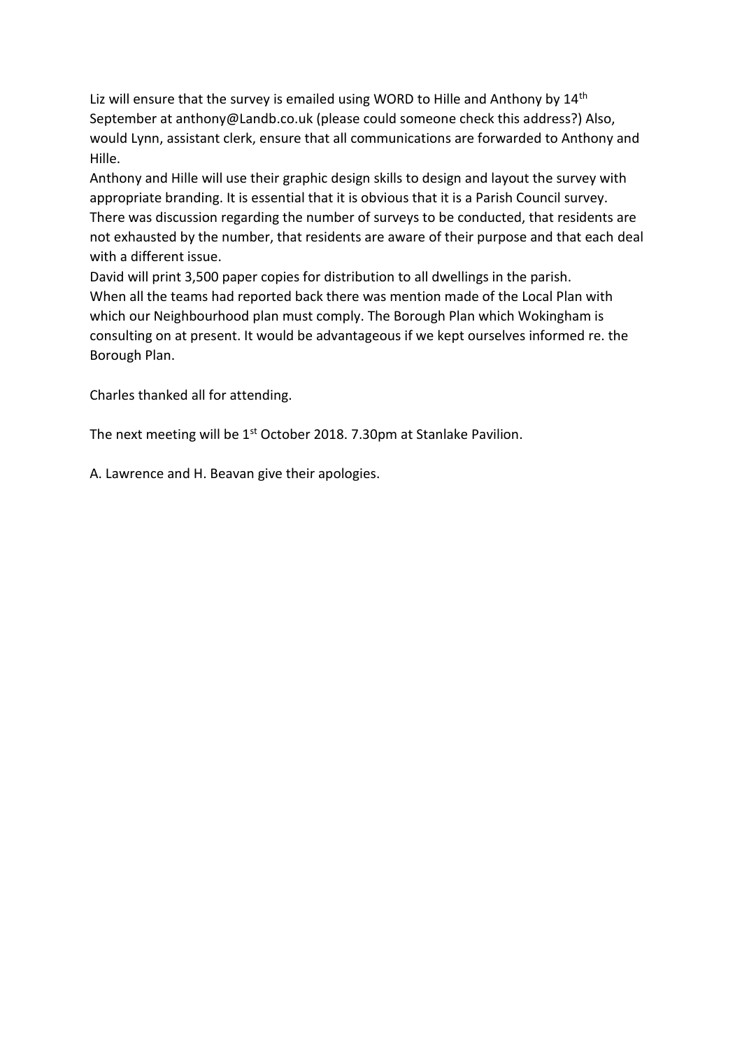Liz will ensure that the survey is emailed using WORD to Hille and Anthony by 14th September at anthony@Landb.co.uk (please could someone check this address?) Also, would Lynn, assistant clerk, ensure that all communications are forwarded to Anthony and Hille.
Anthony and Hille will use their graphic design skills to design and layout the survey with appropriate branding. It is essential that it is obvious that it is a Parish Council survey.
There was discussion regarding the number of surveys to be conducted, that residents are not exhausted by the number, that residents are aware of their purpose and that each deal with a different issue.
David will print 3,500 paper copies for distribution to all dwellings in the parish.
When all the teams had reported back there was mention made of the Local Plan with which our Neighbourhood plan must comply. The Borough Plan which Wokingham is consulting on at present. It would be advantageous if we kept ourselves informed re. the Borough Plan.

Charles thanked all for attending.

The next meeting will be 1st October 2018. 7.30pm at Stanlake Pavilion.

A. Lawrence and H. Beavan give their apologies.